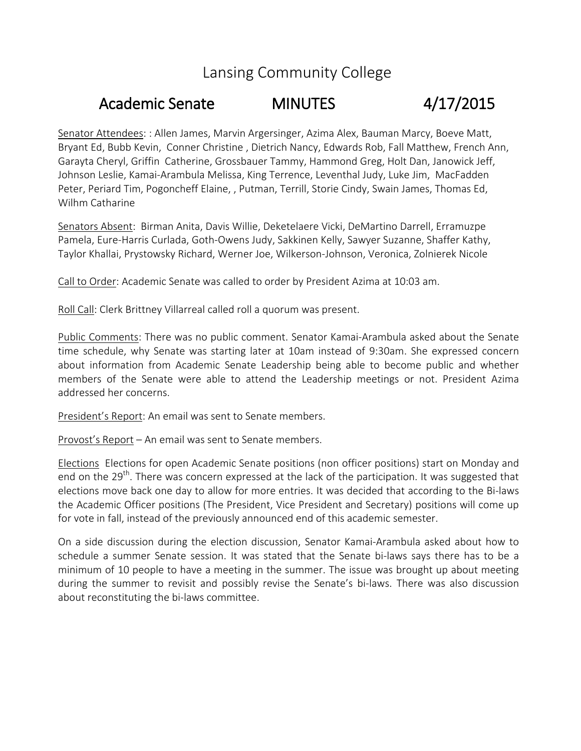# Lansing Community College

## Academic Senate MINUTES 4/17/2015

Senator Attendees: : Allen James, Marvin Argersinger, Azima Alex, Bauman Marcy, Boeve Matt, Bryant Ed, Bubb Kevin, Conner Christine , Dietrich Nancy, Edwards Rob, Fall Matthew, French Ann, Garayta Cheryl, Griffin Catherine, Grossbauer Tammy, Hammond Greg, Holt Dan, Janowick Jeff, Johnson Leslie, Kamai-Arambula Melissa, King Terrence, Leventhal Judy, Luke Jim, MacFadden Peter, Periard Tim, Pogoncheff Elaine, , Putman, Terrill, Storie Cindy, Swain James, Thomas Ed, Wilhm Catharine

Senators Absent: Birman Anita, Davis Willie, Deketelaere Vicki, DeMartino Darrell, Erramuzpe Pamela, Eure-Harris Curlada, Goth-Owens Judy, Sakkinen Kelly, Sawyer Suzanne, Shaffer Kathy, Taylor Khallai, Prystowsky Richard, Werner Joe, Wilkerson-Johnson, Veronica, Zolnierek Nicole

Call to Order: Academic Senate was called to order by President Azima at 10:03 am.

Roll Call: Clerk Brittney Villarreal called roll a quorum was present.

Public Comments: There was no public comment. Senator Kamai-Arambula asked about the Senate time schedule, why Senate was starting later at 10am instead of 9:30am. She expressed concern about information from Academic Senate Leadership being able to become public and whether members of the Senate were able to attend the Leadership meetings or not. President Azima addressed her concerns.

President's Report: An email was sent to Senate members.

Provost's Report – An email was sent to Senate members.

Elections Elections for open Academic Senate positions (non officer positions) start on Monday and end on the 29th. There was concern expressed at the lack of the participation. It was suggested that elections move back one day to allow for more entries. It was decided that according to the Bi-laws the Academic Officer positions (The President, Vice President and Secretary) positions will come up for vote in fall, instead of the previously announced end of this academic semester.

On a side discussion during the election discussion, Senator Kamai-Arambula asked about how to schedule a summer Senate session. It was stated that the Senate bi-laws says there has to be a minimum of 10 people to have a meeting in the summer. The issue was brought up about meeting during the summer to revisit and possibly revise the Senate's bi-laws. There was also discussion about reconstituting the bi-laws committee.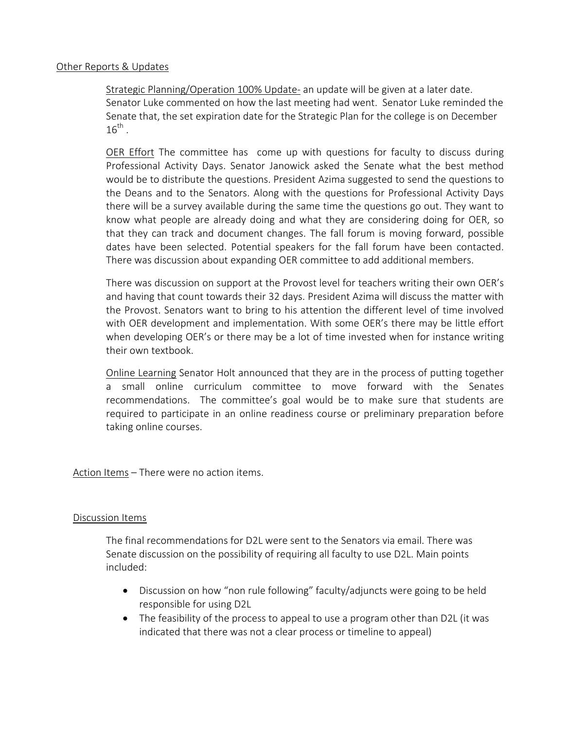Other Reports & Updates

Strategic Planning/Operation 100% Update- an update will be given at a later date. Senator Luke commented on how the last meeting had went. Senator Luke reminded the Senate that, the set expiration date for the Strategic Plan for the college is on December 16th .

OER Effort The committee has come up with questions for faculty to discuss during Professional Activity Days. Senator Janowick asked the Senate what the best method would be to distribute the questions. President Azima suggested to send the questions to the Deans and to the Senators. Along with the questions for Professional Activity Days there will be a survey available during the same time the questions go out. They want to know what people are already doing and what they are considering doing for OER, so that they can track and document changes. The fall forum is moving forward, possible dates have been selected. Potential speakers for the fall forum have been contacted. There was discussion about expanding OER committee to add additional members.

There was discussion on support at the Provost level for teachers writing their own OER's and having that count towards their 32 days. President Azima will discuss the matter with the Provost. Senators want to bring to his attention the different level of time involved with OER development and implementation. With some OER's there may be little effort when developing OER's or there may be a lot of time invested when for instance writing their own textbook.

Online Learning Senator Holt announced that they are in the process of putting together a small online curriculum committee to move forward with the Senates recommendations. The committee's goal would be to make sure that students are required to participate in an online readiness course or preliminary preparation before taking online courses.

Action Items – There were no action items.

Discussion Items

The final recommendations for D2L were sent to the Senators via email. There was Senate discussion on the possibility of requiring all faculty to use D2L. Main points included:

- Discussion on how "non rule following" faculty/adjuncts were going to be held responsible for using D2L
- The feasibility of the process to appeal to use a program other than D2L (it was indicated that there was not a clear process or timeline to appeal)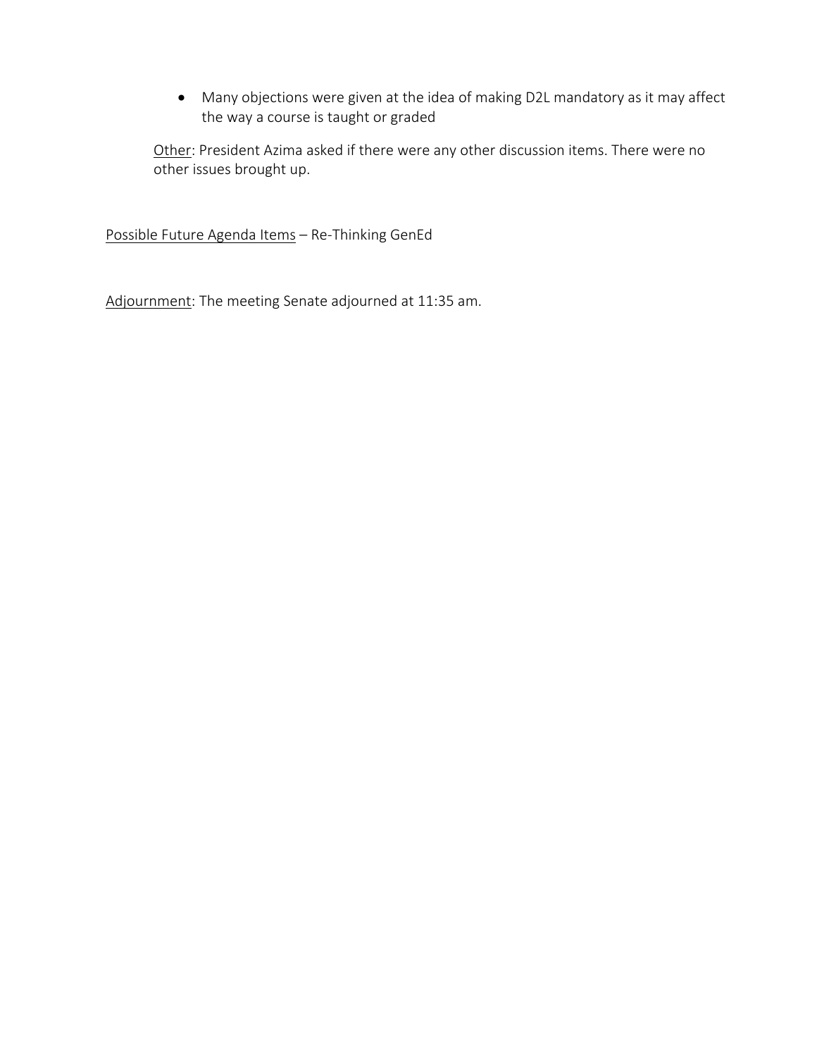- Many objections were given at the idea of making D2L mandatory as it may affect the way a course is taught or graded

Other: President Azima asked if there were any other discussion items. There were no other issues brought up.

Possible Future Agenda Items – Re-Thinking GenEd

Adjournment: The meeting Senate adjourned at 11:35 am.